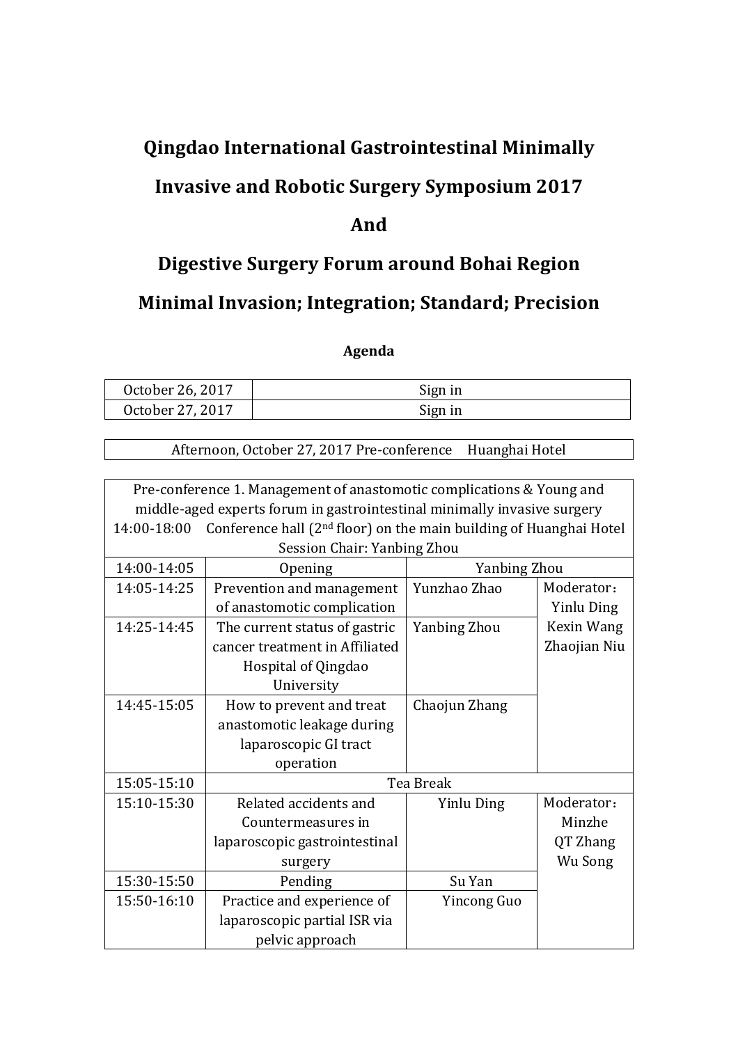# Qingdao International Gastrointestinal Minimally Invasive and Robotic Surgery Symposium 2017

# And

# Digestive Surgery Forum around Bohai Region

# Minimal Invasion; Integration; Standard; Precision

**Agenda**

| October 26, 2017 | Sign in |
|---|---|
| October 27, 2017 | Sign in |

| Afternoon, October 27, 2017 Pre-conference Huanghai Hotel |
|---|

| Pre-conference 1. Management of anastomotic complications & Young and middle-aged experts forum in gastrointestinal minimally invasive surgery<br>14:00-18:00 Conference hall (2nd floor) on the main building of Huanghai Hotel<br>Session Chair: Yanbing Zhou | | | |
|---|---|---|---|
| 14:00-14:05 | Opening | Yanbing Zhou | |
| 14:05-14:25 | Prevention and management of anastomotic complication | Yunzhao Zhao | Moderator：<br>Yinlu Ding<br>Kexin Wang<br>Zhaojian Niu |
| 14:25-14:45 | The current status of gastric cancer treatment in Affiliated Hospital of Qingdao University | Yanbing Zhou | |
| 14:45-15:05 | How to prevent and treat anastomotic leakage during laparoscopic GI tract operation | Chaojun Zhang | |
| 15:05-15:10 | Tea Break | | |
| 15:10-15:30 | Related accidents and Countermeasures in laparoscopic gastrointestinal surgery | Yinlu Ding | Moderator：<br>Minzhe<br>QT Zhang<br>Wu Song |
| 15:30-15:50 | Pending | Su Yan | |
| 15:50-16:10 | Practice and experience of laparoscopic partial ISR via pelvic approach | Yincong Guo | |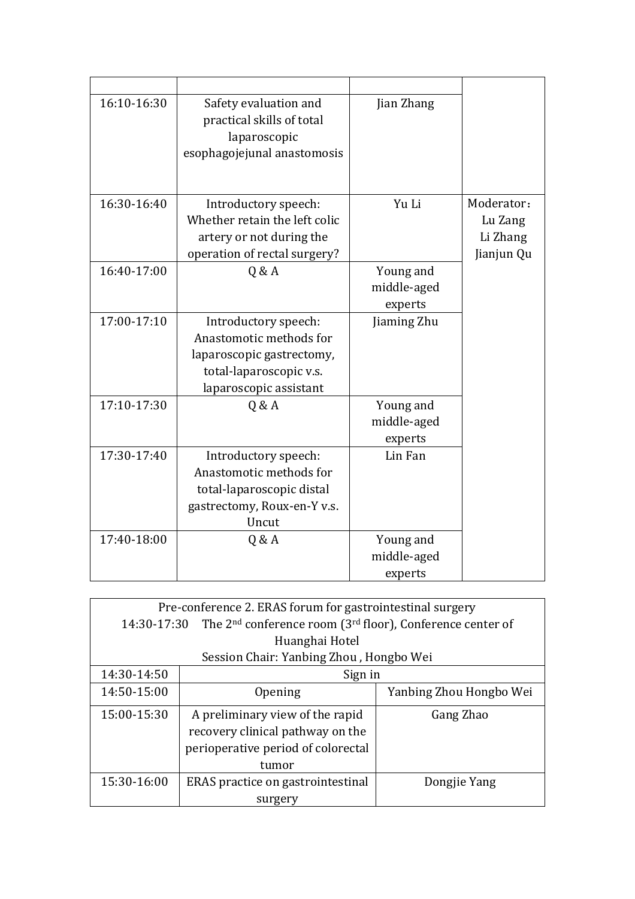| | | | |
|---|---|---|---|
| 16:10-16:30 | Safety evaluation and practical skills of total laparoscopic esophagojejunal anastomosis | Jian Zhang | |
| 16:30-16:40 | Introductory speech: Whether retain the left colic artery or not during the operation of rectal surgery? | Yu Li | Moderator：Lu Zang Li Zhang Jianjun Qu |
| 16:40-17:00 | Q & A | Young and middle-aged experts | |
| 17:00-17:10 | Introductory speech: Anastomotic methods for laparoscopic gastrectomy, total-laparoscopic v.s. laparoscopic assistant | Jiaming Zhu | |
| 17:10-17:30 | Q & A | Young and middle-aged experts | |
| 17:30-17:40 | Introductory speech: Anastomotic methods for total-laparoscopic distal gastrectomy, Roux-en-Y v.s. Uncut | Lin Fan | |
| 17:40-18:00 | Q & A | Young and middle-aged experts | |

| Pre-conference 2. ERAS forum for gastrointestinal surgery<br>14:30-17:30 The 2nd conference room (3rd floor), Conference center of Huanghai Hotel<br>Session Chair: Yanbing Zhou , Hongbo Wei | | |
|---|---|---|
| 14:30-14:50 | Sign in | |
| 14:50-15:00 | Opening | Yanbing Zhou Hongbo Wei |
| 15:00-15:30 | A preliminary view of the rapid recovery clinical pathway on the perioperative period of colorectal tumor | Gang Zhao |
| 15:30-16:00 | ERAS practice on gastrointestinal surgery | Dongjie Yang |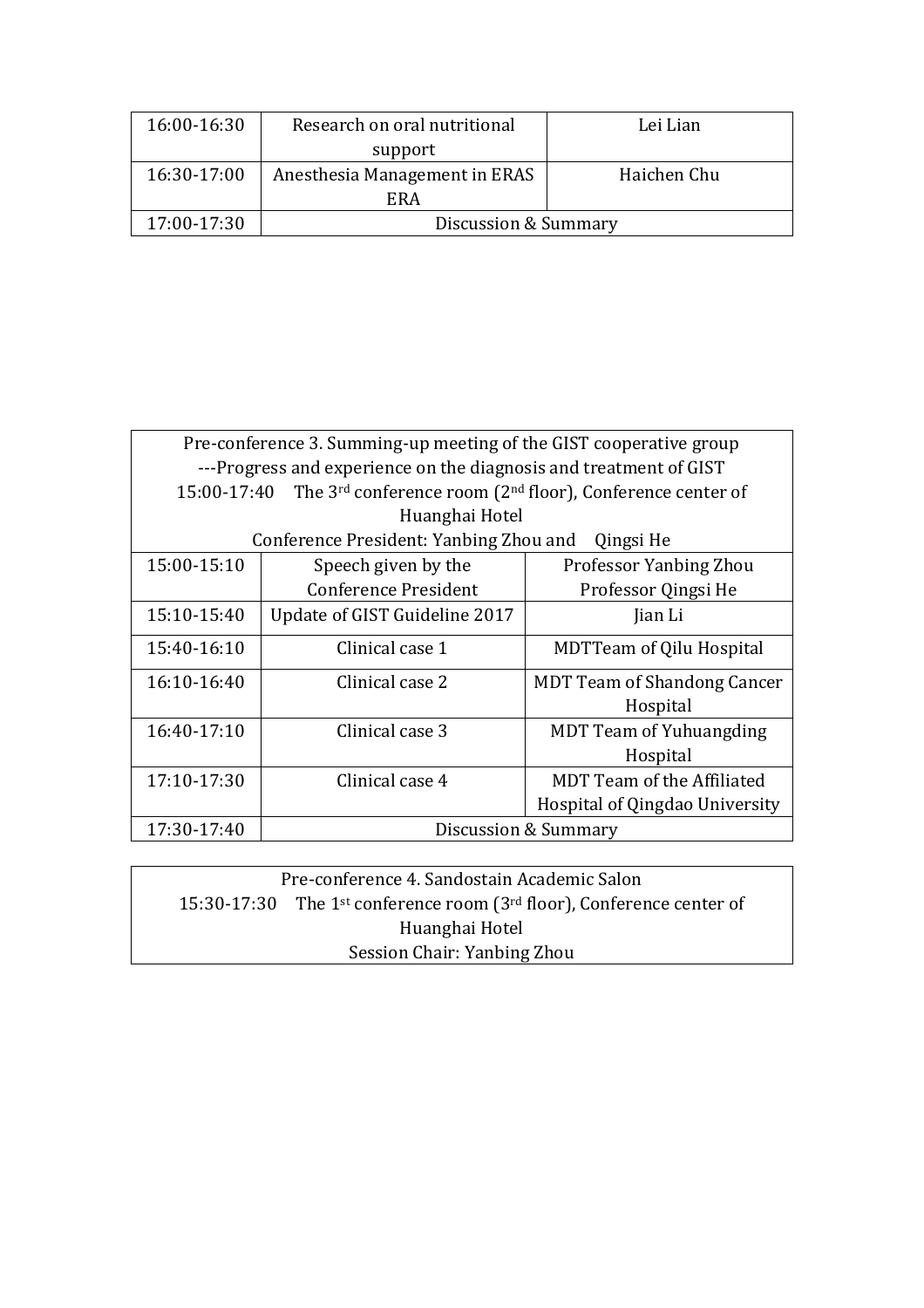| 16:00-16:30 | Research on oral nutritional support | Lei Lian |
|---|---|---|
| 16:30-17:00 | Anesthesia Management in ERAS ERA | Haichen Chu |
| 17:00-17:30 | Discussion & Summary | |

| Pre-conference 3. Summing-up meeting of the GIST cooperative group<br>---Progress and experience on the diagnosis and treatment of GIST<br>15:00-17:40 The 3rd conference room (2nd floor), Conference center of Huanghai Hotel<br>Conference President: Yanbing Zhou and Qingsi He | | |
|---|---|---|
| 15:00-15:10 | Speech given by the Conference President | Professor Yanbing Zhou<br>Professor Qingsi He |
| 15:10-15:40 | Update of GIST Guideline 2017 | Jian Li |
| 15:40-16:10 | Clinical case 1 | MDTTeam of Qilu Hospital |
| 16:10-16:40 | Clinical case 2 | MDT Team of Shandong Cancer Hospital |
| 16:40-17:10 | Clinical case 3 | MDT Team of Yuhuangding Hospital |
| 17:10-17:30 | Clinical case 4 | MDT Team of the Affiliated Hospital of Qingdao University |
| 17:30-17:40 | Discussion & Summary | |

| Pre-conference 4. Sandostain Academic Salon<br>15:30-17:30 The 1st conference room (3rd floor), Conference center of Huanghai Hotel<br>Session Chair: Yanbing Zhou |
|---|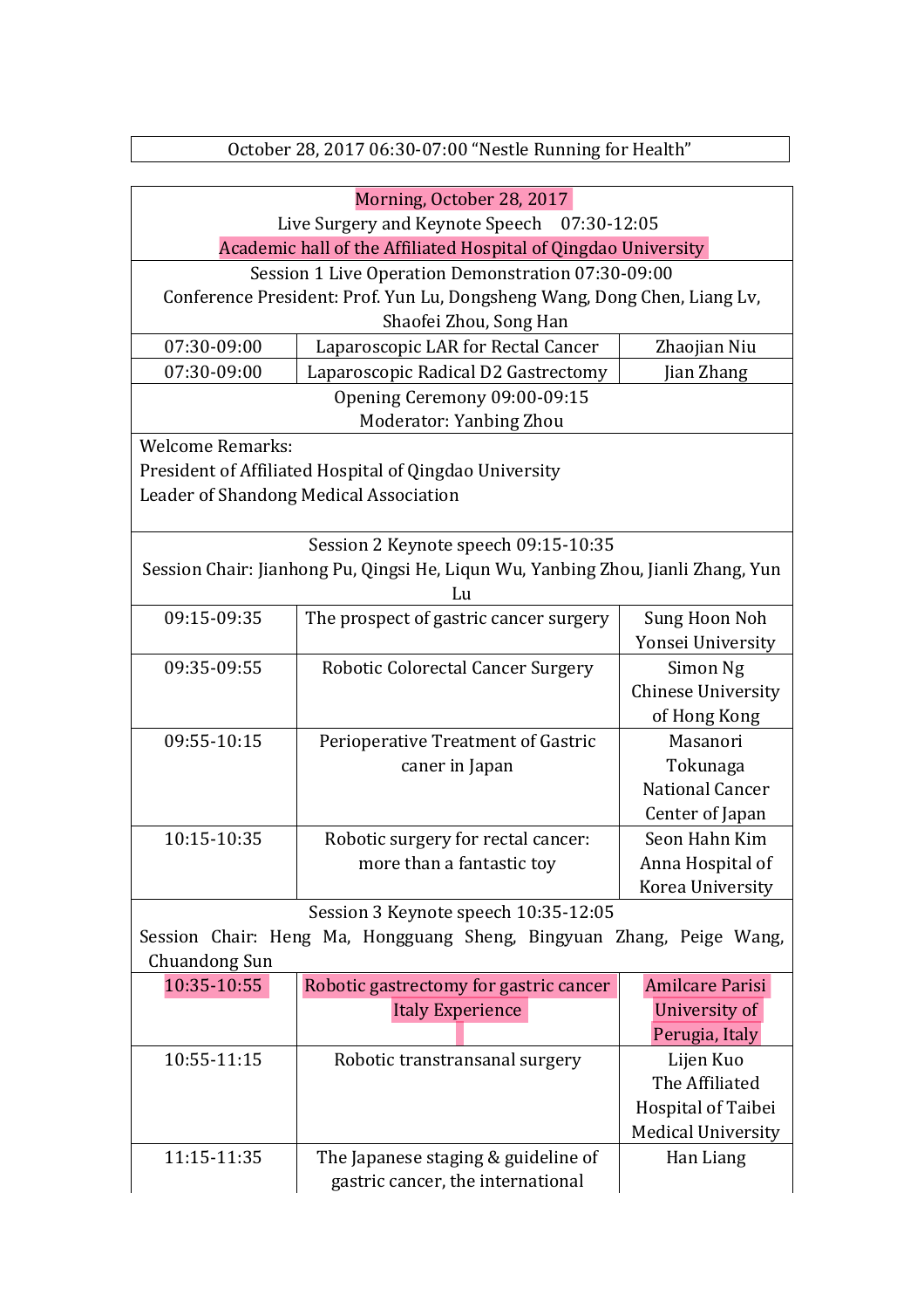| October 28, 2017 06:30-07:00 "Nestle Running for Health" |
|---|

| Morning, October 28, 2017<br>Live Surgery and Keynote Speech 07:30-12:05<br>Academic hall of the Affiliated Hospital of Qingdao University | | |
|---|---|---|
| Session 1 Live Operation Demonstration 07:30-09:00<br>Conference President: Prof. Yun Lu, Dongsheng Wang, Dong Chen, Liang Lv, Shaofei Zhou, Song Han | | |
| 07:30-09:00 | Laparoscopic LAR for Rectal Cancer | Zhaojian Niu |
| 07:30-09:00 | Laparoscopic Radical D2 Gastrectomy | Jian Zhang |
| Opening Ceremony 09:00-09:15<br>Moderator: Yanbing Zhou | | |
| Welcome Remarks:<br>President of Affiliated Hospital of Qingdao University<br>Leader of Shandong Medical Association | | |
| Session 2 Keynote speech 09:15-10:35<br>Session Chair: Jianhong Pu, Qingsi He, Liqun Wu, Yanbing Zhou, Jianli Zhang, Yun Lu | | |
| 09:15-09:35 | The prospect of gastric cancer surgery | Sung Hoon Noh<br>Yonsei University |
| 09:35-09:55 | Robotic Colorectal Cancer Surgery | Simon Ng<br>Chinese University of Hong Kong |
| 09:55-10:15 | Perioperative Treatment of Gastric caner in Japan | Masanori Tokunaga<br>National Cancer Center of Japan |
| 10:15-10:35 | Robotic surgery for rectal cancer: more than a fantastic toy | Seon Hahn Kim<br>Anna Hospital of Korea University |
| Session 3 Keynote speech 10:35-12:05<br>Session Chair: Heng Ma, Hongguang Sheng, Bingyuan Zhang, Peige Wang, Chuandong Sun | | |
| 10:35-10:55 | Robotic gastrectomy for gastric cancer Italy Experience | Amilcare Parisi<br>University of Perugia, Italy |
| 10:55-11:15 | Robotic transtransanal surgery | Lijen Kuo<br>The Affiliated Hospital of Taibei Medical University |
| 11:15-11:35 | The Japanese staging & guideline of gastric cancer, the international | Han Liang |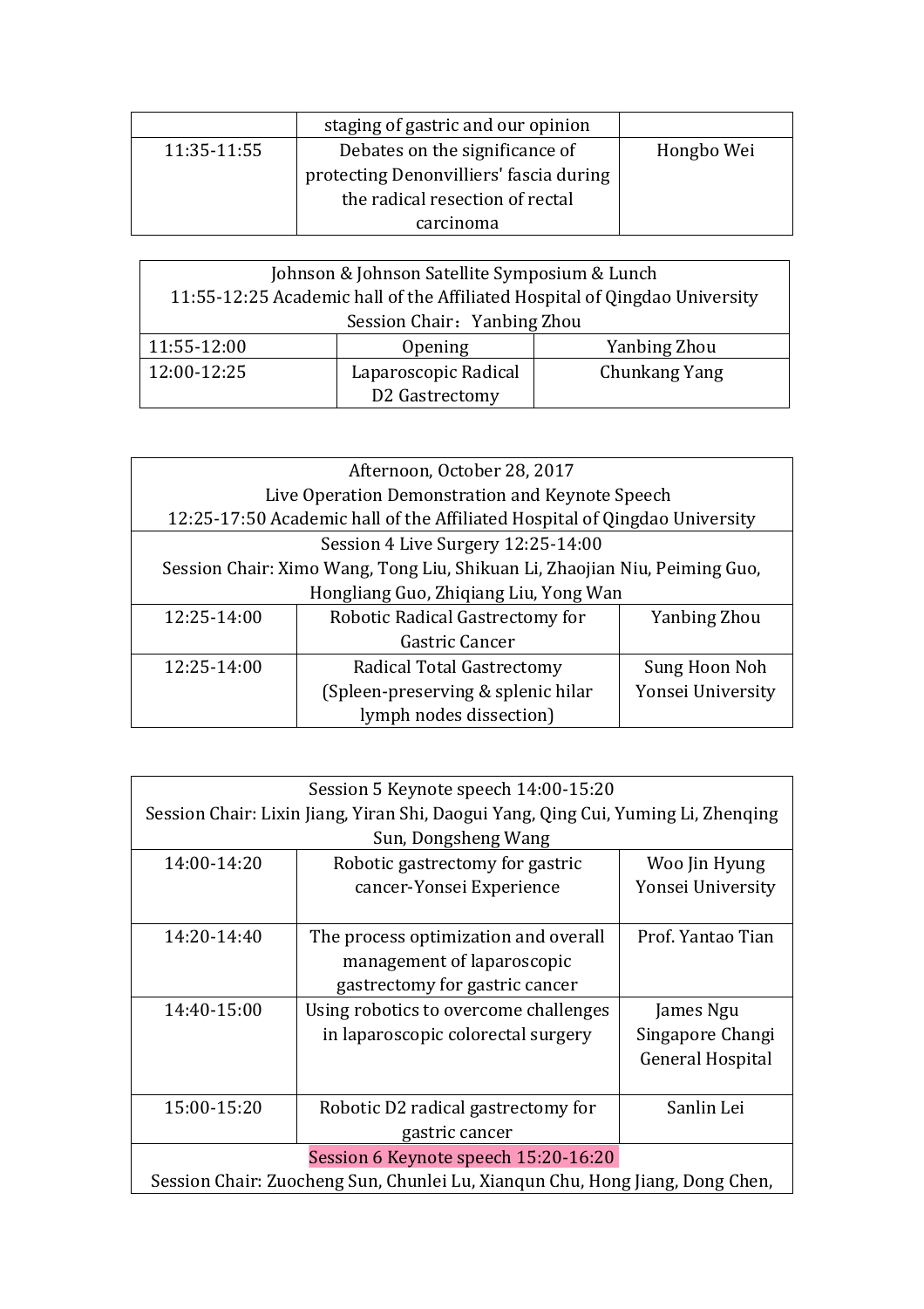| | staging of gastric and our opinion | |
|---|---|---|
| 11:35-11:55 | Debates on the significance of protecting Denonvilliers' fascia during the radical resection of rectal carcinoma | Hongbo Wei |

| Johnson & Johnson Satellite Symposium & Lunch<br>11:55-12:25 Academic hall of the Affiliated Hospital of Qingdao University<br>Session Chair：Yanbing Zhou | | |
|---|---|---|
| 11:55-12:00 | Opening | Yanbing Zhou |
| 12:00-12:25 | Laparoscopic Radical D2 Gastrectomy | Chunkang Yang |

| Afternoon, October 28, 2017<br>Live Operation Demonstration and Keynote Speech<br>12:25-17:50 Academic hall of the Affiliated Hospital of Qingdao University | | |
|---|---|---|
| Session 4 Live Surgery 12:25-14:00<br>Session Chair: Ximo Wang, Tong Liu, Shikuan Li, Zhaojian Niu, Peiming Guo, Hongliang Guo, Zhiqiang Liu, Yong Wan | | |
| 12:25-14:00 | Robotic Radical Gastrectomy for Gastric Cancer | Yanbing Zhou |
| 12:25-14:00 | Radical Total Gastrectomy (Spleen-preserving & splenic hilar lymph nodes dissection) | Sung Hoon Noh<br>Yonsei University |

| Session 5 Keynote speech 14:00-15:20<br>Session Chair: Lixin Jiang, Yiran Shi, Daogui Yang, Qing Cui, Yuming Li, Zhenqing Sun, Dongsheng Wang | | |
|---|---|---|
| 14:00-14:20 | Robotic gastrectomy for gastric cancer-Yonsei Experience | Woo Jin Hyung<br>Yonsei University |
| 14:20-14:40 | The process optimization and overall management of laparoscopic gastrectomy for gastric cancer | Prof. Yantao Tian |
| 14:40-15:00 | Using robotics to overcome challenges in laparoscopic colorectal surgery | James Ngu<br>Singapore Changi General Hospital |
| 15:00-15:20 | Robotic D2 radical gastrectomy for gastric cancer | Sanlin Lei |
| Session 6 Keynote speech 15:20-16:20<br>Session Chair: Zuocheng Sun, Chunlei Lu, Xianqun Chu, Hong Jiang, Dong Chen, | | |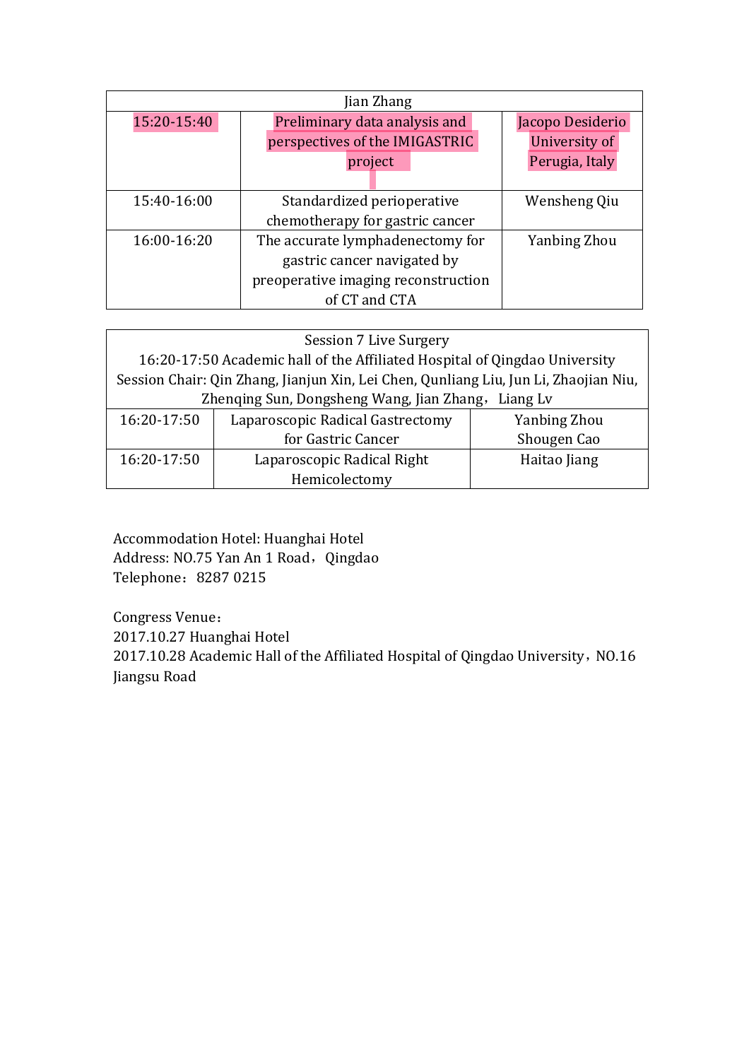| Jian Zhang | | |
|---|---|---|
| 15:20-15:40 | Preliminary data analysis and perspectives of the IMIGASTRIC project | Jacopo Desiderio University of Perugia, Italy |
| 15:40-16:00 | Standardized perioperative chemotherapy for gastric cancer | Wensheng Qiu |
| 16:00-16:20 | The accurate lymphadenectomy for gastric cancer navigated by preoperative imaging reconstruction of CT and CTA | Yanbing Zhou |

| Session 7 Live Surgery<br>16:20-17:50 Academic hall of the Affiliated Hospital of Qingdao University<br>Session Chair: Qin Zhang, Jianjun Xin, Lei Chen, Qunliang Liu, Jun Li, Zhaojian Niu, Zhenqing Sun, Dongsheng Wang, Jian Zhang， Liang Lv | | |
|---|---|---|
| 16:20-17:50 | Laparoscopic Radical Gastrectomy for Gastric Cancer | Yanbing Zhou<br>Shougen Cao |
| 16:20-17:50 | Laparoscopic Radical Right Hemicolectomy | Haitao Jiang |

Accommodation Hotel: Huanghai Hotel
Address: NO.75 Yan An 1 Road，Qingdao
Telephone：8287 0215

Congress Venue：
2017.10.27 Huanghai Hotel
2017.10.28 Academic Hall of the Affiliated Hospital of Qingdao University，NO.16 Jiangsu Road